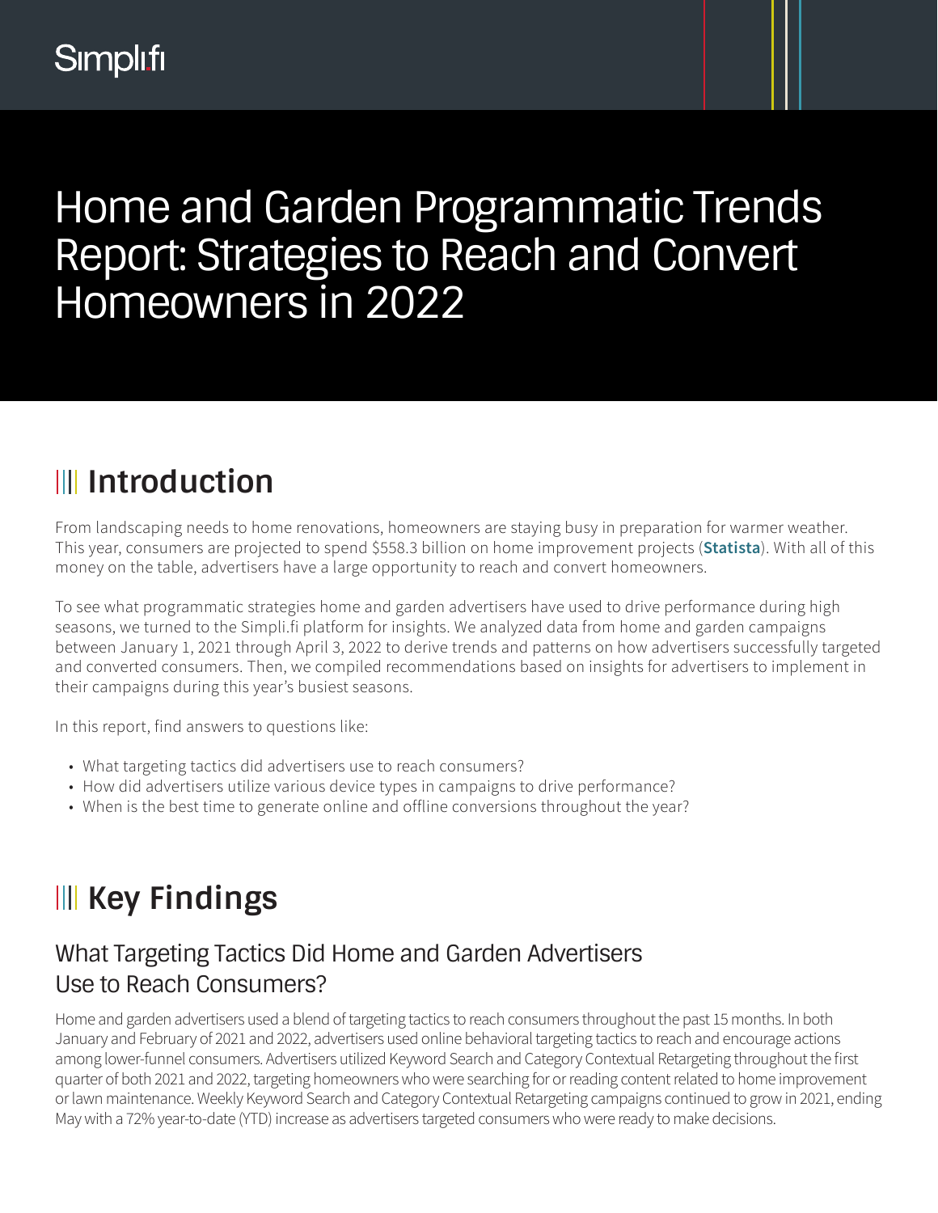Simpli.fi

# Home and Garden Programmatic Trends Report: Strategies to Reach and Convert Homeowners in 2022

## Introduction

From landscaping needs to home renovations, homeowners are staying busy in preparation for warmer weather. This year, consumers are projected to spend $558.3 billion on home improvement projects (**Statista**). With all of this money on the table, advertisers have a large opportunity to reach and convert homeowners.

To see what programmatic strategies home and garden advertisers have used to drive performance during high seasons, we turned to the Simpli.fi platform for insights. We analyzed data from home and garden campaigns between January 1, 2021 through April 3, 2022 to derive trends and patterns on how advertisers successfully targeted and converted consumers. Then, we compiled recommendations based on insights for advertisers to implement in their campaigns during this year's busiest seasons.

In this report, find answers to questions like:

- What targeting tactics did advertisers use to reach consumers?
- How did advertisers utilize various device types in campaigns to drive performance?
- When is the best time to generate online and offline conversions throughout the year?

## Key Findings

### What Targeting Tactics Did Home and Garden Advertisers Use to Reach Consumers?

Home and garden advertisers used a blend of targeting tactics to reach consumers throughout the past 15 months. In both January and February of 2021 and 2022, advertisers used online behavioral targeting tactics to reach and encourage actions among lower-funnel consumers. Advertisers utilized Keyword Search and Category Contextual Retargeting throughout the first quarter of both 2021 and 2022, targeting homeowners who were searching for or reading content related to home improvement or lawn maintenance. Weekly Keyword Search and Category Contextual Retargeting campaigns continued to grow in 2021, ending May with a 72% year-to-date (YTD) increase as advertisers targeted consumers who were ready to make decisions.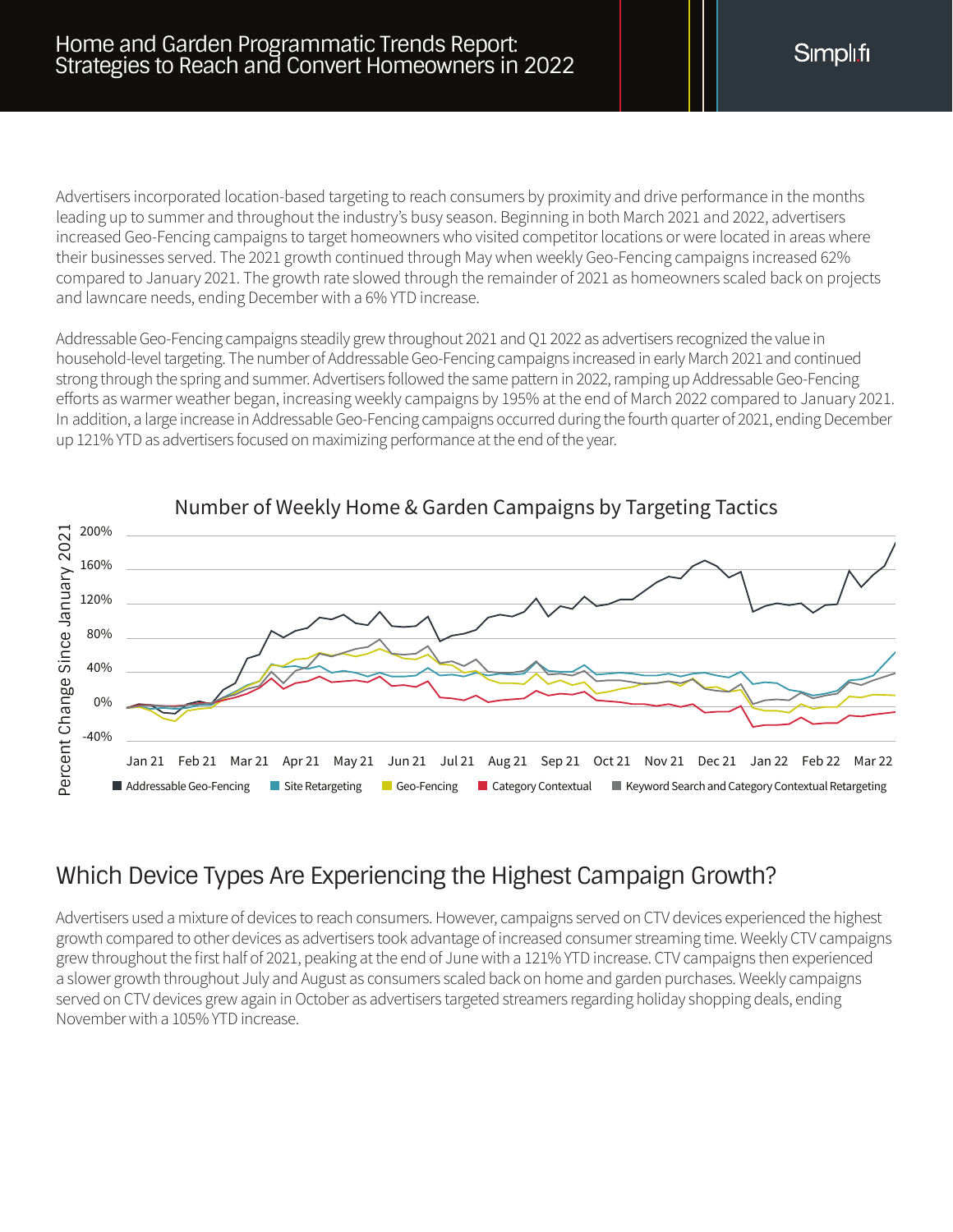Advertisers incorporated location-based targeting to reach consumers by proximity and drive performance in the months leading up to summer and throughout the industry's busy season. Beginning in both March 2021 and 2022, advertisers increased Geo-Fencing campaigns to target homeowners who visited competitor locations or were located in areas where their businesses served. The 2021 growth continued through May when weekly Geo-Fencing campaigns increased 62% compared to January 2021. The growth rate slowed through the remainder of 2021 as homeowners scaled back on projects and lawncare needs, ending December with a 6% YTD increase.

Addressable Geo-Fencing campaigns steadily grew throughout 2021 and Q1 2022 as advertisers recognized the value in household-level targeting. The number of Addressable Geo-Fencing campaigns increased in early March 2021 and continued strong through the spring and summer. Advertisers followed the same pattern in 2022, ramping up Addressable Geo-Fencing efforts as warmer weather began, increasing weekly campaigns by 195% at the end of March 2022 compared to January 2021. In addition, a large increase in Addressable Geo-Fencing campaigns occurred during the fourth quarter of 2021, ending December up 121% YTD as advertisers focused on maximizing performance at the end of the year.

**Number of Weekly Home & Garden Campaigns by Targeting Tactics**

Percent Change Since January 2021 (200%, 160%, 120%, 80%, 40%, 0%, -40%)

Jan 21, Feb 21, Mar 21, Apr 21, May 21, Jun 21, Jul 21, Aug 21, Sep 21, Oct 21, Nov 21, Dec 21, Jan 22, Feb 22, Mar 22

Addressable Geo-Fencing | Site Retargeting | Geo-Fencing | Category Contextual | Keyword Search and Category Contextual Retargeting

## Which Device Types Are Experiencing the Highest Campaign Growth?

Advertisers used a mixture of devices to reach consumers. However, campaigns served on CTV devices experienced the highest growth compared to other devices as advertisers took advantage of increased consumer streaming time. Weekly CTV campaigns grew throughout the first half of 2021, peaking at the end of June with a 121% YTD increase. CTV campaigns then experienced a slower growth throughout July and August as consumers scaled back on home and garden purchases. Weekly campaigns served on CTV devices grew again in October as advertisers targeted streamers regarding holiday shopping deals, ending November with a 105% YTD increase.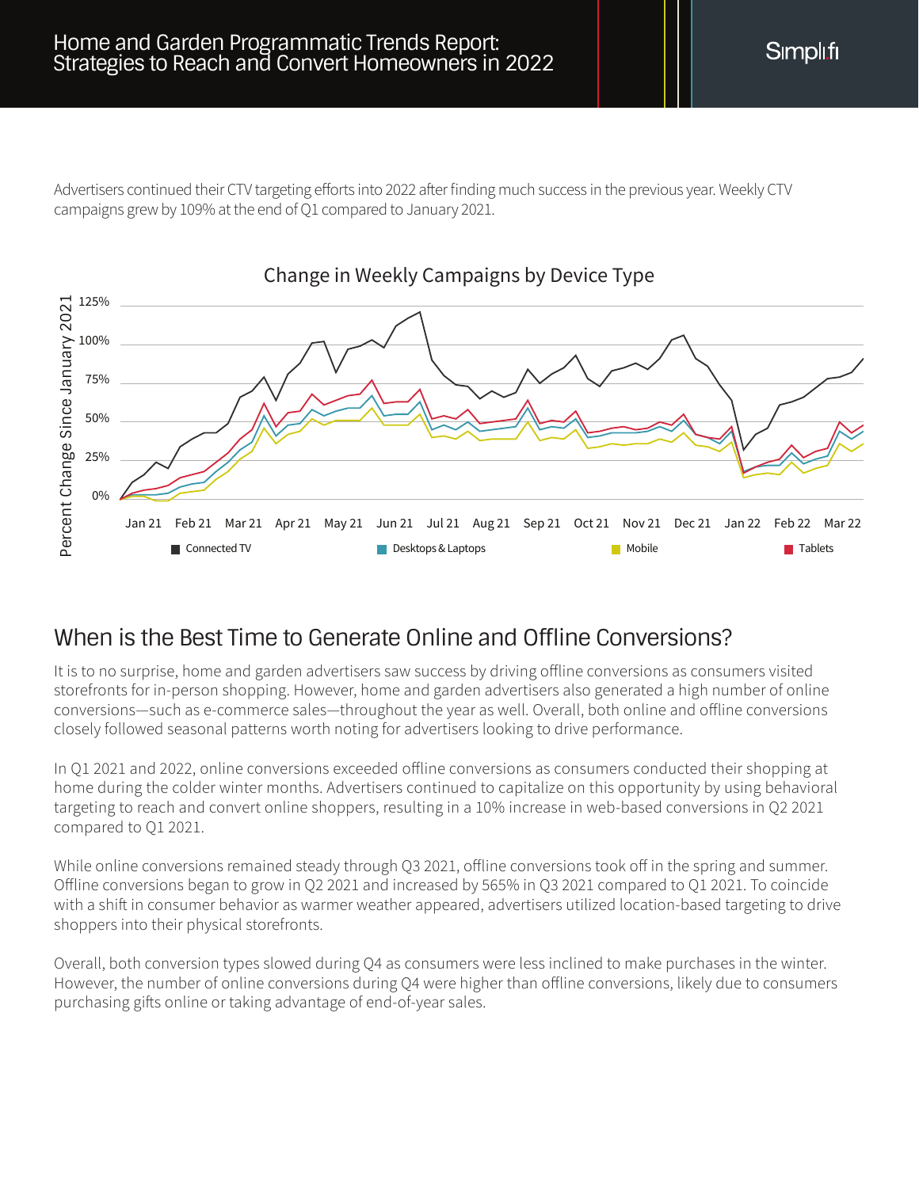Advertisers continued their CTV targeting efforts into 2022 after finding much success in the previous year. Weekly CTV campaigns grew by 109% at the end of Q1 compared to January 2021.

Change in Weekly Campaigns by Device Type

## When is the Best Time to Generate Online and Offline Conversions?

It is to no surprise, home and garden advertisers saw success by driving offline conversions as consumers visited storefronts for in-person shopping. However, home and garden advertisers also generated a high number of online conversions—such as e-commerce sales—throughout the year as well. Overall, both online and offline conversions closely followed seasonal patterns worth noting for advertisers looking to drive performance.

In Q1 2021 and 2022, online conversions exceeded offline conversions as consumers conducted their shopping at home during the colder winter months. Advertisers continued to capitalize on this opportunity by using behavioral targeting to reach and convert online shoppers, resulting in a 10% increase in web-based conversions in Q2 2021 compared to Q1 2021.

While online conversions remained steady through Q3 2021, offline conversions took off in the spring and summer. Offline conversions began to grow in Q2 2021 and increased by 565% in Q3 2021 compared to Q1 2021. To coincide with a shift in consumer behavior as warmer weather appeared, advertisers utilized location-based targeting to drive shoppers into their physical storefronts.

Overall, both conversion types slowed during Q4 as consumers were less inclined to make purchases in the winter. However, the number of online conversions during Q4 were higher than offline conversions, likely due to consumers purchasing gifts online or taking advantage of end-of-year sales.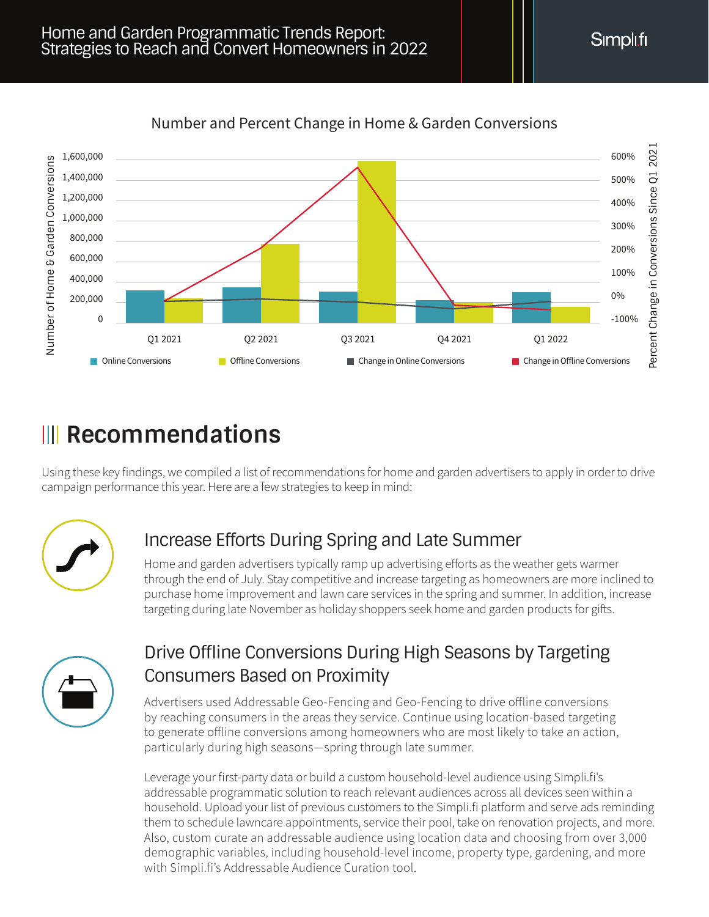Number and Percent Change in Home & Garden Conversions

Number of Home & Garden Conversions: 0, 200,000, 400,000, 600,000, 800,000, 1,000,000, 1,200,000, 1,400,000, 1,600,000

Percent Change in Conversions Since Q1 2021: -100%, 0%, 100%, 200%, 300%, 400%, 500%, 600%

Q1 2021 | Q2 2021 | Q3 2021 | Q4 2021 | Q1 2022

Online Conversions | Offline Conversions | Change in Online Conversions | Change in Offline Conversions

## Recommendations

Using these key findings, we compiled a list of recommendations for home and garden advertisers to apply in order to drive campaign performance this year. Here are a few strategies to keep in mind:

### Increase Efforts During Spring and Late Summer

Home and garden advertisers typically ramp up advertising efforts as the weather gets warmer through the end of July. Stay competitive and increase targeting as homeowners are more inclined to purchase home improvement and lawn care services in the spring and summer. In addition, increase targeting during late November as holiday shoppers seek home and garden products for gifts.

### Drive Offline Conversions During High Seasons by Targeting Consumers Based on Proximity

Advertisers used Addressable Geo-Fencing and Geo-Fencing to drive offline conversions by reaching consumers in the areas they service. Continue using location-based targeting to generate offline conversions among homeowners who are most likely to take an action, particularly during high seasons—spring through late summer.

Leverage your first-party data or build a custom household-level audience using Simpli.fi's addressable programmatic solution to reach relevant audiences across all devices seen within a household. Upload your list of previous customers to the Simpli.fi platform and serve ads reminding them to schedule lawncare appointments, service their pool, take on renovation projects, and more. Also, custom curate an addressable audience using location data and choosing from over 3,000 demographic variables, including household-level income, property type, gardening, and more with Simpli.fi's Addressable Audience Curation tool.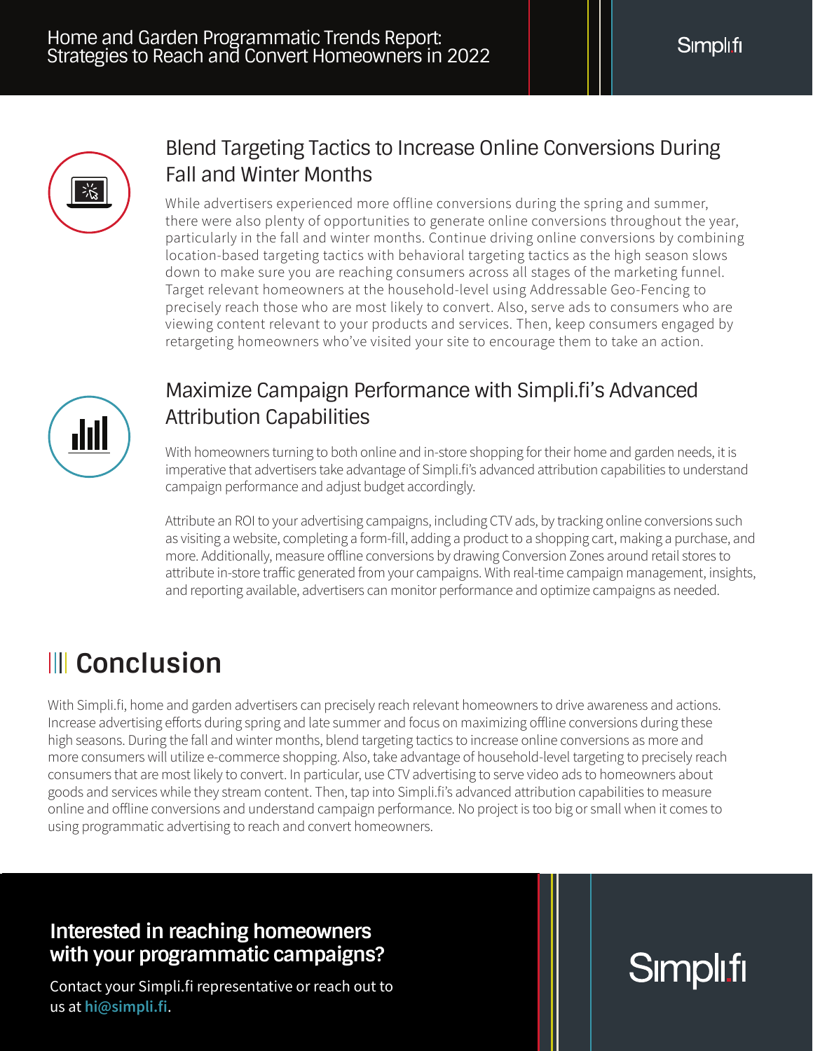## Blend Targeting Tactics to Increase Online Conversions During Fall and Winter Months

While advertisers experienced more offline conversions during the spring and summer, there were also plenty of opportunities to generate online conversions throughout the year, particularly in the fall and winter months. Continue driving online conversions by combining location-based targeting tactics with behavioral targeting tactics as the high season slows down to make sure you are reaching consumers across all stages of the marketing funnel. Target relevant homeowners at the household-level using Addressable Geo-Fencing to precisely reach those who are most likely to convert. Also, serve ads to consumers who are viewing content relevant to your products and services. Then, keep consumers engaged by retargeting homeowners who've visited your site to encourage them to take an action.

## Maximize Campaign Performance with Simpli.fi's Advanced Attribution Capabilities

With homeowners turning to both online and in-store shopping for their home and garden needs, it is imperative that advertisers take advantage of Simpli.fi's advanced attribution capabilities to understand campaign performance and adjust budget accordingly.

Attribute an ROI to your advertising campaigns, including CTV ads, by tracking online conversions such as visiting a website, completing a form-fill, adding a product to a shopping cart, making a purchase, and more. Additionally, measure offline conversions by drawing Conversion Zones around retail stores to attribute in-store traffic generated from your campaigns. With real-time campaign management, insights, and reporting available, advertisers can monitor performance and optimize campaigns as needed.

# Conclusion

With Simpli.fi, home and garden advertisers can precisely reach relevant homeowners to drive awareness and actions. Increase advertising efforts during spring and late summer and focus on maximizing offline conversions during these high seasons. During the fall and winter months, blend targeting tactics to increase online conversions as more and more consumers will utilize e-commerce shopping. Also, take advantage of household-level targeting to precisely reach consumers that are most likely to convert. In particular, use CTV advertising to serve video ads to homeowners about goods and services while they stream content. Then, tap into Simpli.fi's advanced attribution capabilities to measure online and offline conversions and understand campaign performance. No project is too big or small when it comes to using programmatic advertising to reach and convert homeowners.

**Interested in reaching homeowners with your programmatic campaigns?**

Contact your Simpli.fi representative or reach out to us at **hi@simpli.fi**.

Simpli.fi